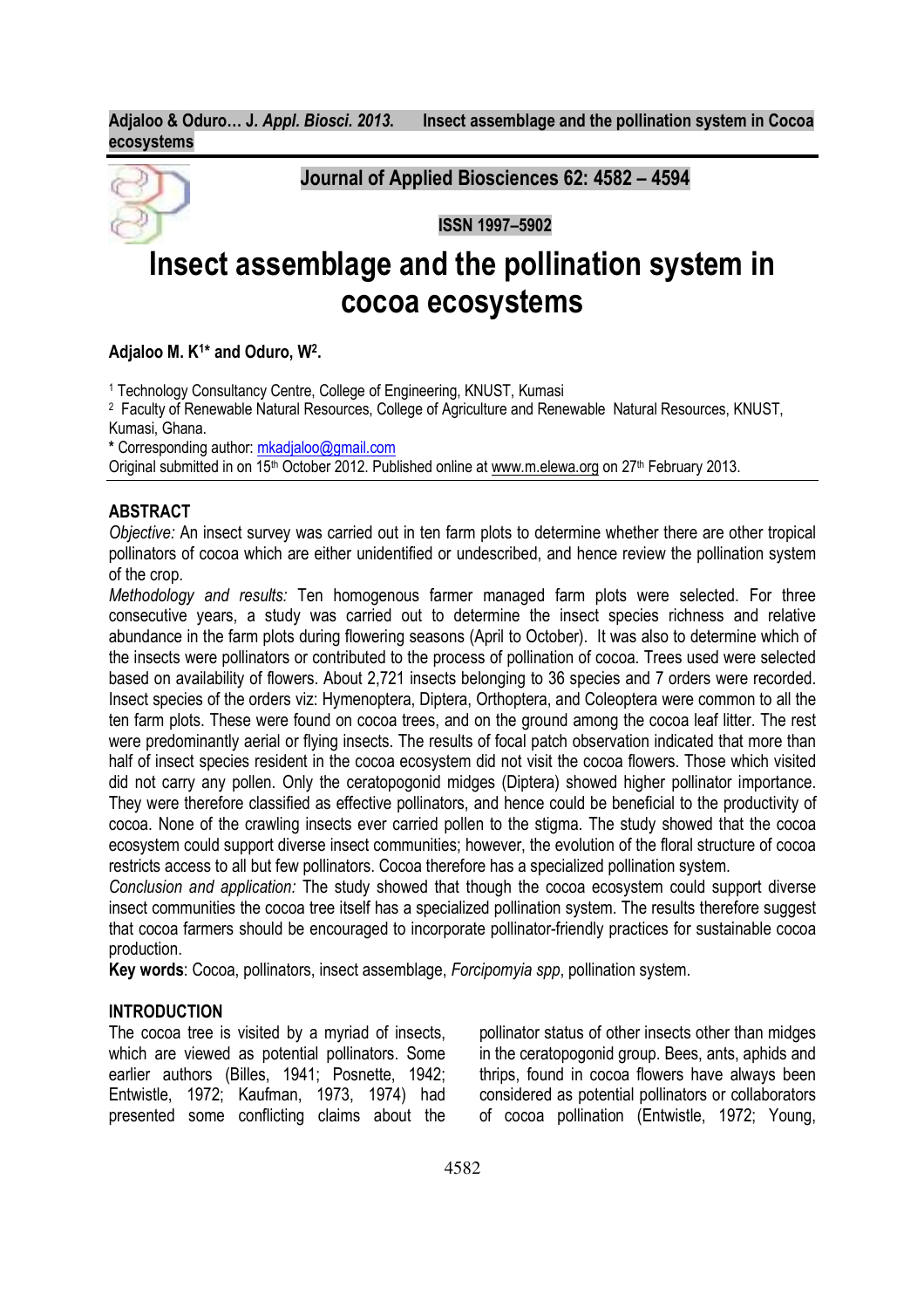Journal of Applied Biosciences 62: 4582 – 4594

ISSN 1997–5902

# Insect assemblage and the pollination system in cocoa ecosystems

**Adjaloo M. K[1]* and Oduro, W[2].**

[1] Technology Consultancy Centre, College of Engineering, KNUST, Kumasi

[2] Faculty of Renewable Natural Resources, College of Agriculture and Renewable Natural Resources, KNUST, Kumasi, Ghana.

* Corresponding author: mkadjaloo@gmail.com

Original submitted in on 15th October 2012. Published online at www.m.elewa.org on 27th February 2013.

## ABSTRACT

*Objective:* An insect survey was carried out in ten farm plots to determine whether there are other tropical pollinators of cocoa which are either unidentified or undescribed, and hence review the pollination system of the crop.

*Methodology and results:* Ten homogenous farmer managed farm plots were selected. For three consecutive years, a study was carried out to determine the insect species richness and relative abundance in the farm plots during flowering seasons (April to October). It was also to determine which of the insects were pollinators or contributed to the process of pollination of cocoa. Trees used were selected based on availability of flowers. About 2,721 insects belonging to 36 species and 7 orders were recorded. Insect species of the orders viz: Hymenoptera, Diptera, Orthoptera, and Coleoptera were common to all the ten farm plots. These were found on cocoa trees, and on the ground among the cocoa leaf litter. The rest were predominantly aerial or flying insects. The results of focal patch observation indicated that more than half of insect species resident in the cocoa ecosystem did not visit the cocoa flowers. Those which visited did not carry any pollen. Only the ceratopogonid midges (Diptera) showed higher pollinator importance. They were therefore classified as effective pollinators, and hence could be beneficial to the productivity of cocoa. None of the crawling insects ever carried pollen to the stigma. The study showed that the cocoa ecosystem could support diverse insect communities; however, the evolution of the floral structure of cocoa restricts access to all but few pollinators. Cocoa therefore has a specialized pollination system.

*Conclusion and application:* The study showed that though the cocoa ecosystem could support diverse insect communities the cocoa tree itself has a specialized pollination system. The results therefore suggest that cocoa farmers should be encouraged to incorporate pollinator-friendly practices for sustainable cocoa production.

**Key words**: Cocoa, pollinators, insect assemblage, *Forcipomyia spp*, pollination system.

## INTRODUCTION

The cocoa tree is visited by a myriad of insects, which are viewed as potential pollinators. Some earlier authors (Billes, 1941; Posnette, 1942; Entwistle, 1972; Kaufman, 1973, 1974) had presented some conflicting claims about the pollinator status of other insects other than midges in the ceratopogonid group. Bees, ants, aphids and thrips, found in cocoa flowers have always been considered as potential pollinators or collaborators of cocoa pollination (Entwistle, 1972; Young,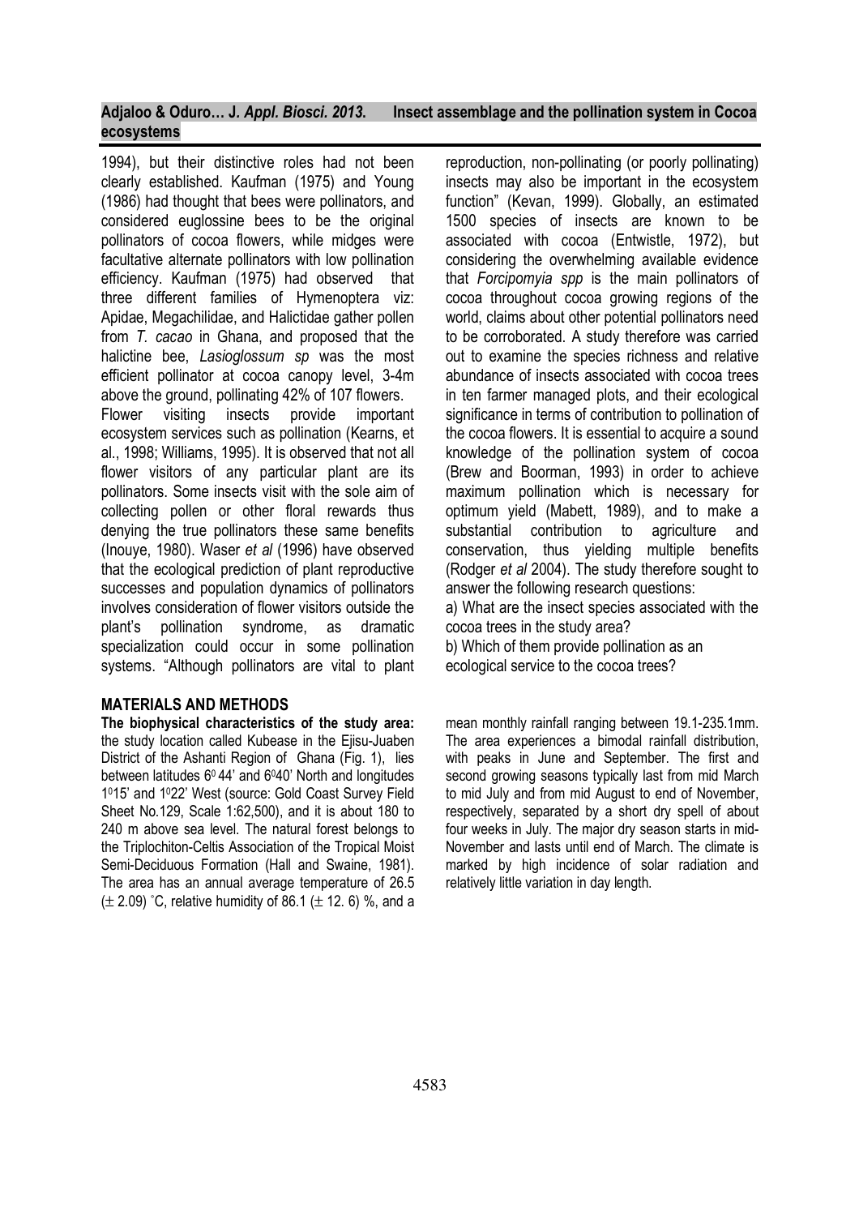1994), but their distinctive roles had not been clearly established. Kaufman (1975) and Young (1986) had thought that bees were pollinators, and considered euglossine bees to be the original pollinators of cocoa flowers, while midges were facultative alternate pollinators with low pollination efficiency. Kaufman (1975) had observed that three different families of Hymenoptera viz: Apidae, Megachilidae, and Halictidae gather pollen from *T. cacao* in Ghana, and proposed that the halictine bee, *Lasioglossum sp* was the most efficient pollinator at cocoa canopy level, 3-4m above the ground, pollinating 42% of 107 flowers.

Flower visiting insects provide important ecosystem services such as pollination (Kearns, et al., 1998; Williams, 1995). It is observed that not all flower visitors of any particular plant are its pollinators. Some insects visit with the sole aim of collecting pollen or other floral rewards thus denying the true pollinators these same benefits (Inouye, 1980). Waser *et al* (1996) have observed that the ecological prediction of plant reproductive successes and population dynamics of pollinators involves consideration of flower visitors outside the plant's pollination syndrome, as dramatic specialization could occur in some pollination systems. "Although pollinators are vital to plant reproduction, non-pollinating (or poorly pollinating) insects may also be important in the ecosystem function" (Kevan, 1999). Globally, an estimated 1500 species of insects are known to be associated with cocoa (Entwistle, 1972), but considering the overwhelming available evidence that *Forcipomyia spp* is the main pollinators of cocoa throughout cocoa growing regions of the world, claims about other potential pollinators need to be corroborated. A study therefore was carried out to examine the species richness and relative abundance of insects associated with cocoa trees in ten farmer managed plots, and their ecological significance in terms of contribution to pollination of the cocoa flowers. It is essential to acquire a sound knowledge of the pollination system of cocoa (Brew and Boorman, 1993) in order to achieve maximum pollination which is necessary for optimum yield (Mabett, 1989), and to make a substantial contribution to agriculture and conservation, thus yielding multiple benefits (Rodger *et al* 2004). The study therefore sought to answer the following research questions:

a) What are the insect species associated with the cocoa trees in the study area?

b) Which of them provide pollination as an ecological service to the cocoa trees?

## MATERIALS AND METHODS

**The biophysical characteristics of the study area:** the study location called Kubease in the Ejisu-Juaben District of the Ashanti Region of Ghana (Fig. 1), lies between latitudes 6° 44' and 6°40' North and longitudes 1°15' and 1°22' West (source: Gold Coast Survey Field Sheet No.129, Scale 1:62,500), and it is about 180 to 240 m above sea level. The natural forest belongs to the Triplochiton-Celtis Association of the Tropical Moist Semi-Deciduous Formation (Hall and Swaine, 1981). The area has an annual average temperature of 26.5 ($\pm$ 2.09) °C, relative humidity of 86.1 ($\pm$ 12. 6) %, and a mean monthly rainfall ranging between 19.1-235.1mm. The area experiences a bimodal rainfall distribution, with peaks in June and September. The first and second growing seasons typically last from mid March to mid July and from mid August to end of November, respectively, separated by a short dry spell of about four weeks in July. The major dry season starts in mid-November and lasts until end of March. The climate is marked by high incidence of solar radiation and relatively little variation in day length.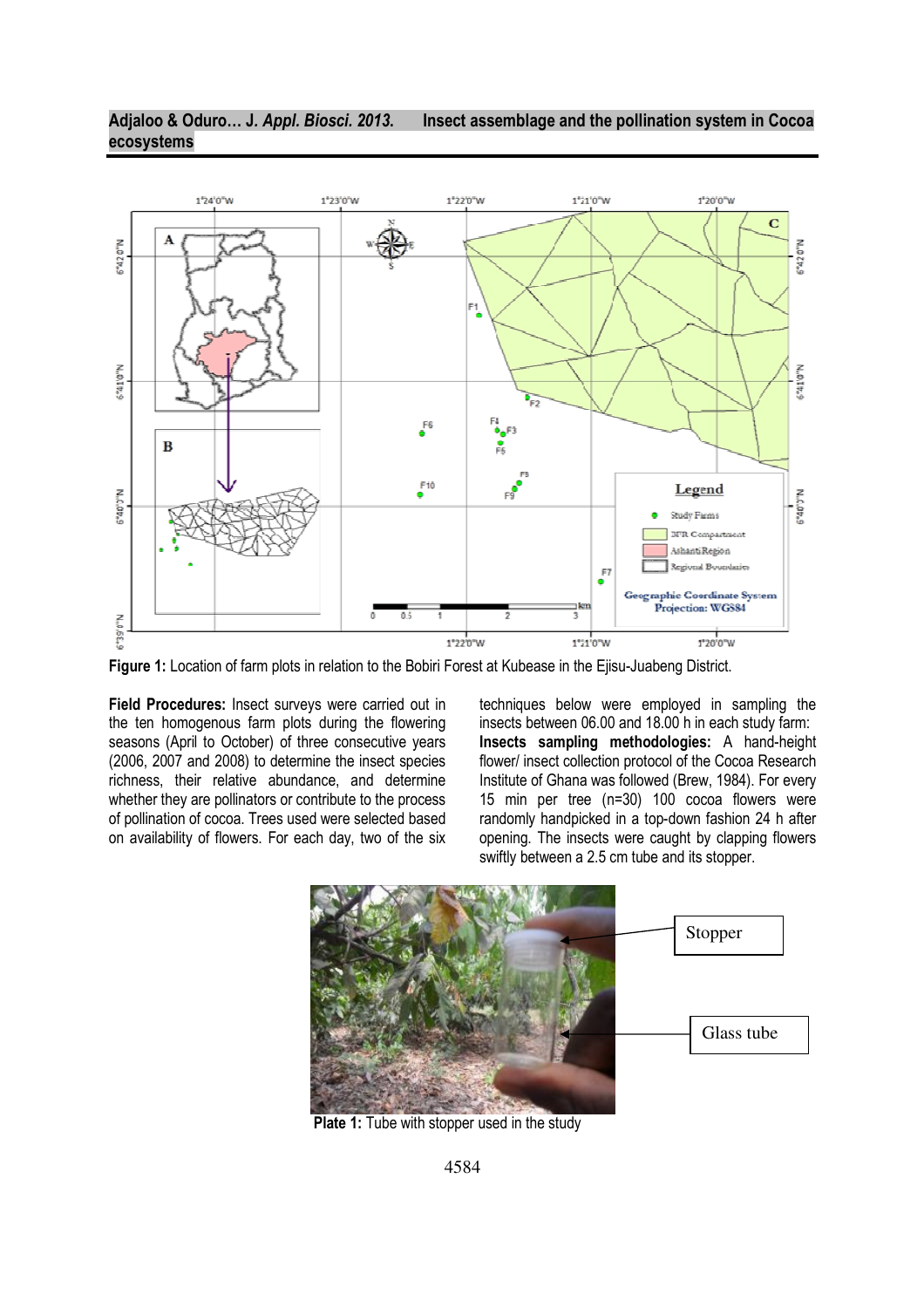Figure 1: Location of farm plots in relation to the Bobiri Forest at Kubease in the Ejisu-Juabeng District.

**Field Procedures:** Insect surveys were carried out in the ten homogenous farm plots during the flowering seasons (April to October) of three consecutive years (2006, 2007 and 2008) to determine the insect species richness, their relative abundance, and determine whether they are pollinators or contribute to the process of pollination of cocoa. Trees used were selected based on availability of flowers. For each day, two of the six techniques below were employed in sampling the insects between 06.00 and 18.00 h in each study farm:

**Insects sampling methodologies:** A hand-height flower/ insect collection protocol of the Cocoa Research Institute of Ghana was followed (Brew, 1984). For every 15 min per tree (n=30) 100 cocoa flowers were randomly handpicked in a top-down fashion 24 h after opening. The insects were caught by clapping flowers swiftly between a 2.5 cm tube and its stopper.

Plate 1: Tube with stopper used in the study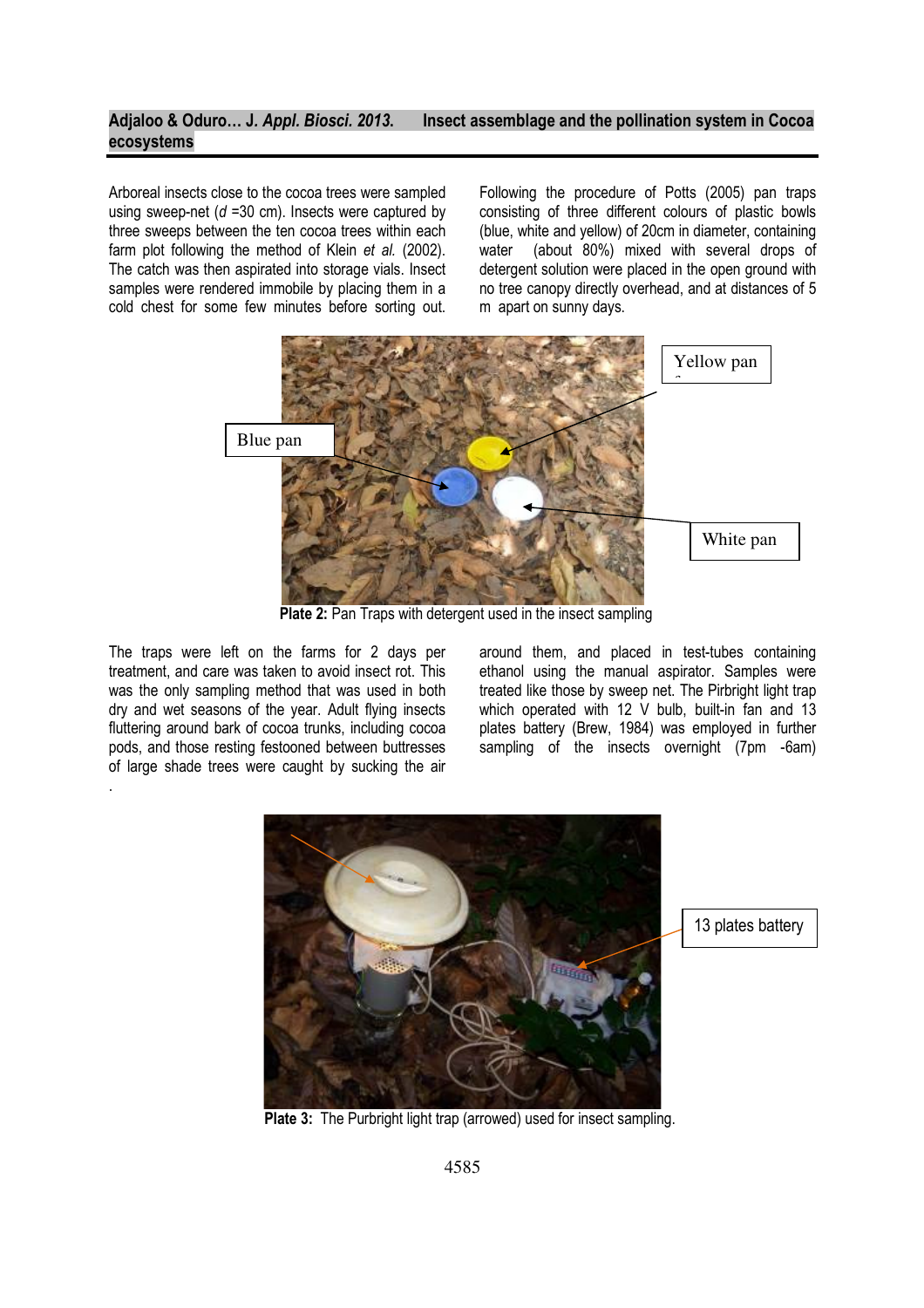Arboreal insects close to the cocoa trees were sampled using sweep-net (*d* =30 cm). Insects were captured by three sweeps between the ten cocoa trees within each farm plot following the method of Klein *et al.* (2002). The catch was then aspirated into storage vials. Insect samples were rendered immobile by placing them in a cold chest for some few minutes before sorting out.

Following the procedure of Potts (2005) pan traps consisting of three different colours of plastic bowls (blue, white and yellow) of 20cm in diameter, containing water (about 80%) mixed with several drops of detergent solution were placed in the open ground with no tree canopy directly overhead, and at distances of 5 m apart on sunny days.

**Plate 2:** Pan Traps with detergent used in the insect sampling

The traps were left on the farms for 2 days per treatment, and care was taken to avoid insect rot. This was the only sampling method that was used in both dry and wet seasons of the year. Adult flying insects fluttering around bark of cocoa trunks, including cocoa pods, and those resting festooned between buttresses of large shade trees were caught by sucking the air around them, and placed in test-tubes containing ethanol using the manual aspirator. Samples were treated like those by sweep net. The Pirbright light trap which operated with 12 V bulb, built-in fan and 13 plates battery (Brew, 1984) was employed in further sampling of the insects overnight (7pm -6am)

**Plate 3:** The Purbright light trap (arrowed) used for insect sampling.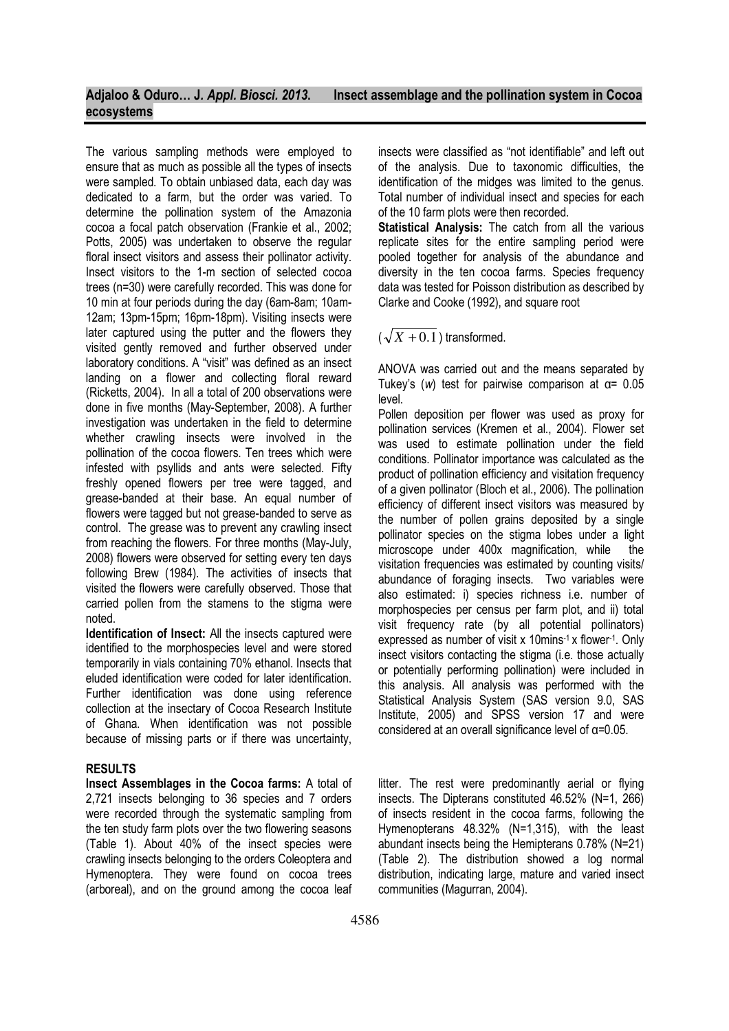The various sampling methods were employed to ensure that as much as possible all the types of insects were sampled. To obtain unbiased data, each day was dedicated to a farm, but the order was varied. To determine the pollination system of the Amazonia cocoa a focal patch observation (Frankie et al., 2002; Potts, 2005) was undertaken to observe the regular floral insect visitors and assess their pollinator activity. Insect visitors to the 1-m section of selected cocoa trees (n=30) were carefully recorded. This was done for 10 min at four periods during the day (6am-8am; 10am-12am; 13pm-15pm; 16pm-18pm). Visiting insects were later captured using the putter and the flowers they visited gently removed and further observed under laboratory conditions. A "visit" was defined as an insect landing on a flower and collecting floral reward (Ricketts, 2004). In all a total of 200 observations were done in five months (May-September, 2008). A further investigation was undertaken in the field to determine whether crawling insects were involved in the pollination of the cocoa flowers. Ten trees which were infested with psyllids and ants were selected. Fifty freshly opened flowers per tree were tagged, and grease-banded at their base. An equal number of flowers were tagged but not grease-banded to serve as control. The grease was to prevent any crawling insect from reaching the flowers. For three months (May-July, 2008) flowers were observed for setting every ten days following Brew (1984). The activities of insects that visited the flowers were carefully observed. Those that carried pollen from the stamens to the stigma were noted.

**Identification of Insect:** All the insects captured were identified to the morphospecies level and were stored temporarily in vials containing 70% ethanol. Insects that eluded identification were coded for later identification. Further identification was done using reference collection at the insectary of Cocoa Research Institute of Ghana. When identification was not possible because of missing parts or if there was uncertainty, insects were classified as "not identifiable" and left out of the analysis. Due to taxonomic difficulties, the identification of the midges was limited to the genus. Total number of individual insect and species for each of the 10 farm plots were then recorded.

**Statistical Analysis:** The catch from all the various replicate sites for the entire sampling period were pooled together for analysis of the abundance and diversity in the ten cocoa farms. Species frequency data was tested for Poisson distribution as described by Clarke and Cooke (1992), and square root

($\sqrt{X+0.1}$) transformed.

ANOVA was carried out and the means separated by Tukey's (*w*) test for pairwise comparison at α= 0.05 level.

Pollen deposition per flower was used as proxy for pollination services (Kremen et al., 2004). Flower set was used to estimate pollination under the field conditions. Pollinator importance was calculated as the product of pollination efficiency and visitation frequency of a given pollinator (Bloch et al., 2006). The pollination efficiency of different insect visitors was measured by the number of pollen grains deposited by a single pollinator species on the stigma lobes under a light microscope under 400x magnification, while the visitation frequencies was estimated by counting visits/ abundance of foraging insects. Two variables were also estimated: i) species richness i.e. number of morphospecies per census per farm plot, and ii) total visit frequency rate (by all potential pollinators) expressed as number of visit x 10mins$^{-1}$ x flower$^{-1}$. Only insect visitors contacting the stigma (i.e. those actually or potentially performing pollination) were included in this analysis. All analysis was performed with the Statistical Analysis System (SAS version 9.0, SAS Institute, 2005) and SPSS version 17 and were considered at an overall significance level of α=0.05.

## RESULTS

**Insect Assemblages in the Cocoa farms:** A total of 2,721 insects belonging to 36 species and 7 orders were recorded through the systematic sampling from the ten study farm plots over the two flowering seasons (Table 1). About 40% of the insect species were crawling insects belonging to the orders Coleoptera and Hymenoptera. They were found on cocoa trees (arboreal), and on the ground among the cocoa leaf litter. The rest were predominantly aerial or flying insects. The Dipterans constituted 46.52% (N=1, 266) of insects resident in the cocoa farms, following the Hymenopterans 48.32% (N=1,315), with the least abundant insects being the Hemipterans 0.78% (N=21) (Table 2). The distribution showed a log normal distribution, indicating large, mature and varied insect communities (Magurran, 2004).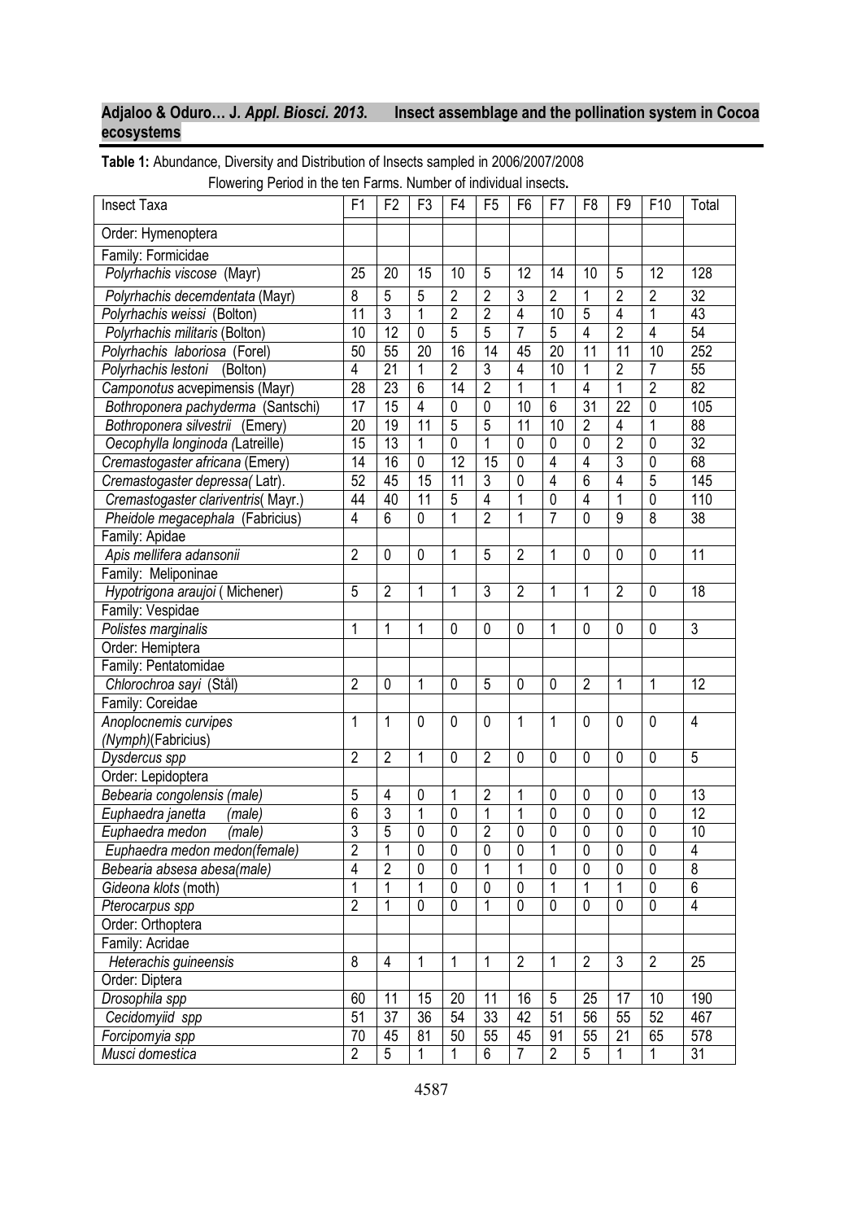**Table 1:** Abundance, Diversity and Distribution of Insects sampled in 2006/2007/2008 Flowering Period in the ten Farms. Number of individual insects**.**

| Insect Taxa | F1 | F2 | F3 | F4 | F5 | F6 | F7 | F8 | F9 | F10 | Total |
|---|---|---|---|---|---|---|---|---|---|---|---|
| Order: Hymenoptera | | | | | | | | | | | |
| Family: Formicidae | | | | | | | | | | | |
| *Polyrhachis viscose* (Mayr) | 25 | 20 | 15 | 10 | 5 | 12 | 14 | 10 | 5 | 12 | 128 |
| *Polyrhachis decemdentata* (Mayr) | 8 | 5 | 5 | 2 | 2 | 3 | 2 | 1 | 2 | 2 | 32 |
| *Polyrhachis weissi* (Bolton) | 11 | 3 | 1 | 2 | 2 | 4 | 10 | 5 | 4 | 1 | 43 |
| *Polyrhachis militaris* (Bolton) | 10 | 12 | 0 | 5 | 5 | 7 | 5 | 4 | 2 | 4 | 54 |
| *Polyrhachis laboriosa* (Forel) | 50 | 55 | 20 | 16 | 14 | 45 | 20 | 11 | 11 | 10 | 252 |
| *Polyrhachis lestoni* (Bolton) | 4 | 21 | 1 | 2 | 3 | 4 | 10 | 1 | 2 | 7 | 55 |
| *Camponotus* acvepimensis (Mayr) | 28 | 23 | 6 | 14 | 2 | 1 | 1 | 4 | 1 | 2 | 82 |
| *Bothroponera pachyderma* (Santschi) | 17 | 15 | 4 | 0 | 0 | 10 | 6 | 31 | 22 | 0 | 105 |
| *Bothroponera silvestrii* (Emery) | 20 | 19 | 11 | 5 | 5 | 11 | 10 | 2 | 4 | 1 | 88 |
| *Oecophylla longinoda (*Latreille) | 15 | 13 | 1 | 0 | 1 | 0 | 0 | 0 | 2 | 0 | 32 |
| *Cremastogaster africana* (Emery) | 14 | 16 | 0 | 12 | 15 | 0 | 4 | 4 | 3 | 0 | 68 |
| *Cremastogaster depressa(* Latr). | 52 | 45 | 15 | 11 | 3 | 0 | 4 | 6 | 4 | 5 | 145 |
| *Cremastogaster clariventris*( Mayr.) | 44 | 40 | 11 | 5 | 4 | 1 | 0 | 4 | 1 | 0 | 110 |
| *Pheidole megacephala* (Fabricius) | 4 | 6 | 0 | 1 | 2 | 1 | 7 | 0 | 9 | 8 | 38 |
| Family: Apidae | | | | | | | | | | | |
| *Apis mellifera adansonii* | 2 | 0 | 0 | 1 | 5 | 2 | 1 | 0 | 0 | 0 | 11 |
| Family: Meliponinae | | | | | | | | | | | |
| *Hypotrigona araujoi* ( Michener) | 5 | 2 | 1 | 1 | 3 | 2 | 1 | 1 | 2 | 0 | 18 |
| Family: Vespidae | | | | | | | | | | | |
| *Polistes marginalis* | 1 | 1 | 1 | 0 | 0 | 0 | 1 | 0 | 0 | 0 | 3 |
| Order: Hemiptera | | | | | | | | | | | |
| Family: Pentatomidae | | | | | | | | | | | |
| *Chlorochroa sayi* (Stål) | 2 | 0 | 1 | 0 | 5 | 0 | 0 | 2 | 1 | 1 | 12 |
| Family: Coreidae | | | | | | | | | | | |
| *Anoplocnemis curvipes (Nymph)*(Fabricius) | 1 | 1 | 0 | 0 | 0 | 1 | 1 | 0 | 0 | 0 | 4 |
| *Dysdercus spp* | 2 | 2 | 1 | 0 | 2 | 0 | 0 | 0 | 0 | 0 | 5 |
| Order: Lepidoptera | | | | | | | | | | | |
| *Bebearia congolensis (male)* | 5 | 4 | 0 | 1 | 2 | 1 | 0 | 0 | 0 | 0 | 13 |
| *Euphaedra janetta (male)* | 6 | 3 | 1 | 0 | 1 | 1 | 0 | 0 | 0 | 0 | 12 |
| *Euphaedra medon (male)* | 3 | 5 | 0 | 0 | 2 | 0 | 0 | 0 | 0 | 0 | 10 |
| *Euphaedra medon medon(female)* | 2 | 1 | 0 | 0 | 0 | 0 | 1 | 0 | 0 | 0 | 4 |
| *Bebearia absesa abesa(male)* | 4 | 2 | 0 | 0 | 1 | 1 | 0 | 0 | 0 | 0 | 8 |
| *Gideona klots* (moth) | 1 | 1 | 1 | 0 | 0 | 0 | 1 | 1 | 1 | 0 | 6 |
| *Pterocarpus spp* | 2 | 1 | 0 | 0 | 1 | 0 | 0 | 0 | 0 | 0 | 4 |
| Order: Orthoptera | | | | | | | | | | | |
| Family: Acridae | | | | | | | | | | | |
| *Heterachis guineensis* | 8 | 4 | 1 | 1 | 1 | 2 | 1 | 2 | 3 | 2 | 25 |
| Order: Diptera | | | | | | | | | | | |
| *Drosophila spp* | 60 | 11 | 15 | 20 | 11 | 16 | 5 | 25 | 17 | 10 | 190 |
| *Cecidomyiid spp* | 51 | 37 | 36 | 54 | 33 | 42 | 51 | 56 | 55 | 52 | 467 |
| *Forcipomyia spp* | 70 | 45 | 81 | 50 | 55 | 45 | 91 | 55 | 21 | 65 | 578 |
| *Musci domestica* | 2 | 5 | 1 | 1 | 6 | 7 | 2 | 5 | 1 | 1 | 31 |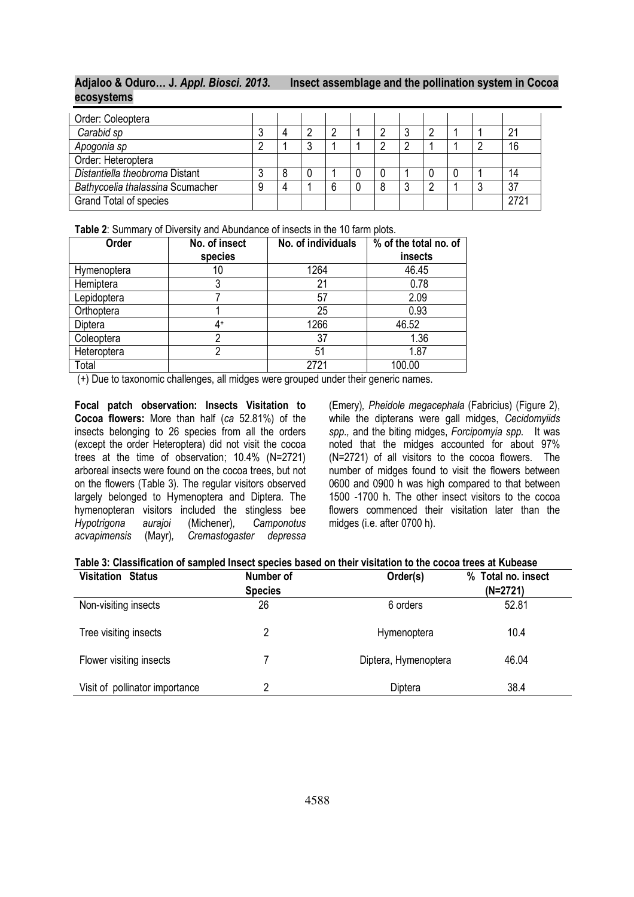| | | | | | | | | | | | |
|---|---|---|---|---|---|---|---|---|---|---|---|
| Order: Coleoptera | | | | | | | | | | | |
| *Carabid sp* | 3 | 4 | 2 | 2 | 1 | 2 | 3 | 2 | 1 | 1 | 21 |
| *Apogonia sp* | 2 | 1 | 3 | 1 | 1 | 2 | 2 | 1 | 1 | 2 | 16 |
| Order: Heteroptera | | | | | | | | | | | |
| *Distantiella theobroma* Distant | 3 | 8 | 0 | 1 | 0 | 0 | 1 | 0 | 0 | 1 | 14 |
| *Bathycoelia thalassina* Scumacher | 9 | 4 | 1 | 6 | 0 | 8 | 3 | 2 | 1 | 3 | 37 |
| Grand Total of species | | | | | | | | | | | 2721 |

**Table 2**: Summary of Diversity and Abundance of insects in the 10 farm plots.

| Order | No. of insect species | No. of individuals | % of the total no. of insects |
|---|---|---|---|
| Hymenoptera | 10 | 1264 | 46.45 |
| Hemiptera | 3 | 21 | 0.78 |
| Lepidoptera | 7 | 57 | 2.09 |
| Orthoptera | 1 | 25 | 0.93 |
| Diptera | 4+ | 1266 | 46.52 |
| Coleoptera | 2 | 37 | 1.36 |
| Heteroptera | 2 | 51 | 1.87 |
| Total | | 2721 | 100.00 |

(+) Due to taxonomic challenges, all midges were grouped under their generic names.

**Focal patch observation: Insects Visitation to Cocoa flowers:** More than half (*ca* 52.81%) of the insects belonging to 26 species from all the orders (except the order Heteroptera) did not visit the cocoa trees at the time of observation; 10.4% (N=2721) arboreal insects were found on the cocoa trees, but not on the flowers (Table 3). The regular visitors observed largely belonged to Hymenoptera and Diptera. The hymenopteran visitors included the stingless bee *Hypotrigona aurajoi* (Michener), *Camponotus acvapimensis* (Mayr), *Cremastogaster depressa* (Emery), *Pheidole megacephala* (Fabricius) (Figure 2), while the dipterans were gall midges, *Cecidomyiids spp.,* and the biting midges, *Forcipomyia spp.* It was noted that the midges accounted for about 97% (N=2721) of all visitors to the cocoa flowers. The number of midges found to visit the flowers between 0600 and 0900 h was high compared to that between 1500 -1700 h. The other insect visitors to the cocoa flowers commenced their visitation later than the midges (i.e. after 0700 h).

**Table 3: Classification of sampled Insect species based on their visitation to the cocoa trees at Kubease**

| Visitation Status | Number of Species | Order(s) | % Total no. insect (N=2721) |
|---|---|---|---|
| Non-visiting insects | 26 | 6 orders | 52.81 |
| Tree visiting insects | 2 | Hymenoptera | 10.4 |
| Flower visiting insects | 7 | Diptera, Hymenoptera | 46.04 |
| Visit of pollinator importance | 2 | Diptera | 38.4 |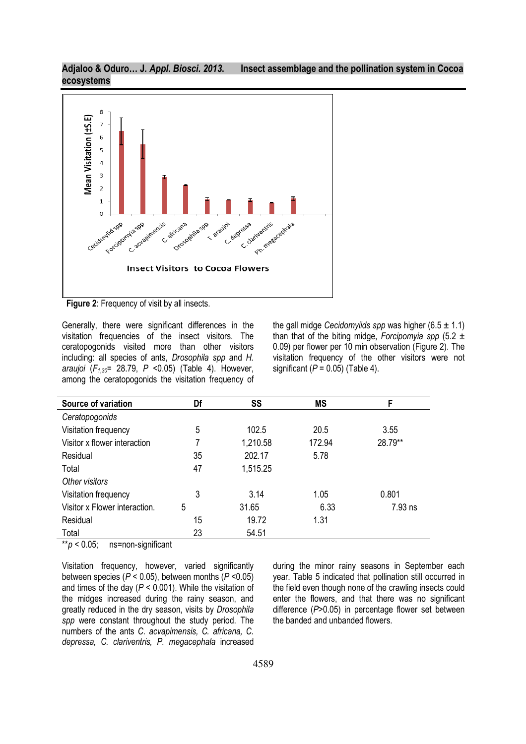**Figure 2**: Frequency of visit by all insects.

Generally, there were significant differences in the visitation frequencies of the insect visitors. The ceratopogonids visited more than other visitors including: all species of ants, *Drosophila spp* and *H. araujoi* ($F_{1,30}$= 28.79, $P$ <0.05) (Table 4). However, among the ceratopogonids the visitation frequency of the gall midge *Cecidomyiids spp* was higher (6.5 ± 1.1) than that of the biting midge, *Forcipomyia spp* (5.2 ± 0.09) per flower per 10 min observation (Figure 2). The visitation frequency of the other visitors were not significant ($P$ = 0.05) (Table 4).

| Source of variation | Df | SS | MS | F |
|---|---|---|---|---|
| *Ceratopogonids* | | | | |
| Visitation frequency | 5 | 102.5 | 20.5 | 3.55 |
| Visitor x flower interaction | 7 | 1,210.58 | 172.94 | 28.79** |
| Residual | 35 | 202.17 | 5.78 | |
| Total | 47 | 1,515.25 | | |
| *Other visitors* | | | | |
| Visitation frequency | 3 | 3.14 | 1.05 | 0.801 |
| Visitor x Flower interaction. | 5 | 31.65 | 6.33 | 7.93 ns |
| Residual | 15 | 19.72 | 1.31 | |
| Total | 23 | 54.51 | | |

**$p$ < 0.05; ns=non-significant

Visitation frequency, however, varied significantly between species ($P$ < 0.05), between months ($P$ <0.05) and times of the day ($P$ < 0.001). While the visitation of the midges increased during the rainy season, and greatly reduced in the dry season, visits by *Drosophila spp* were constant throughout the study period. The numbers of the ants *C. acvapimensis, C. africana, C. depressa, C. clariventris, P. megacephala* increased during the minor rainy seasons in September each year. Table 5 indicated that pollination still occurred in the field even though none of the crawling insects could enter the flowers, and that there was no significant difference ($P$>0.05) in percentage flower set between the banded and unbanded flowers.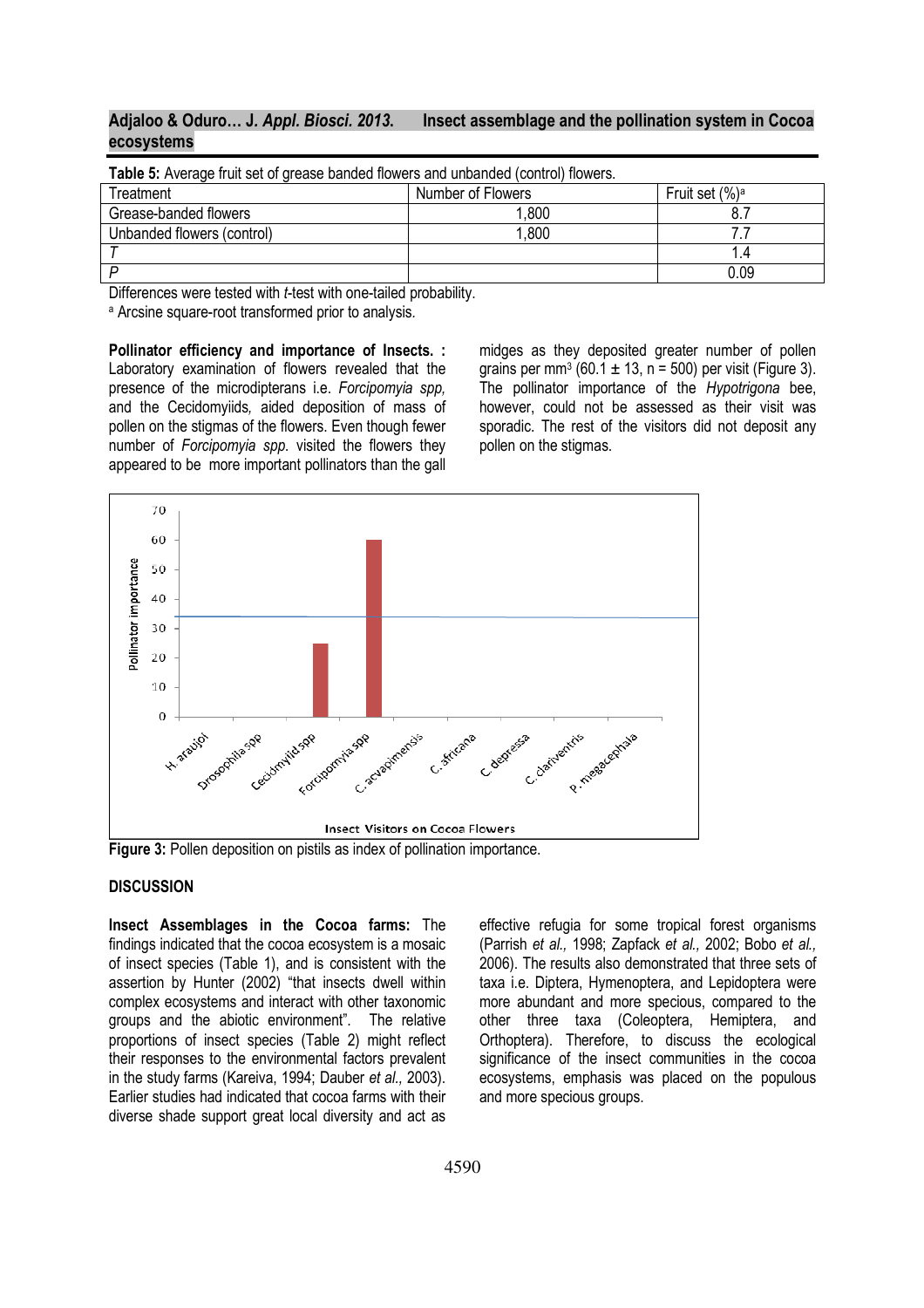**Table 5:** Average fruit set of grease banded flowers and unbanded (control) flowers.

| Treatment | Number of Flowers | Fruit set (%)[a] |
|---|---|---|
| Grease-banded flowers | 1,800 | 8.7 |
| Unbanded flowers (control) | 1,800 | 7.7 |
| *T* | | 1.4 |
| *P* | | 0.09 |

Differences were tested with *t*-test with one-tailed probability.
[a] Arcsine square-root transformed prior to analysis.

**Pollinator efficiency and importance of Insects. :** Laboratory examination of flowers revealed that the presence of the microdipterans i.e. *Forcipomyia spp,* and the Cecidomyiids*,* aided deposition of mass of pollen on the stigmas of the flowers. Even though fewer number of *Forcipomyia spp.* visited the flowers they appeared to be more important pollinators than the gall midges as they deposited greater number of pollen grains per mm$^3$ (60.1 ± 13, n = 500) per visit (Figure 3). The pollinator importance of the *Hypotrigona* bee, however, could not be assessed as their visit was sporadic. The rest of the visitors did not deposit any pollen on the stigmas.

**Figure 3:** Pollen deposition on pistils as index of pollination importance.

**DISCUSSION**

**Insect Assemblages in the Cocoa farms:** The findings indicated that the cocoa ecosystem is a mosaic of insect species (Table 1), and is consistent with the assertion by Hunter (2002) "that insects dwell within complex ecosystems and interact with other taxonomic groups and the abiotic environment". The relative proportions of insect species (Table 2) might reflect their responses to the environmental factors prevalent in the study farms (Kareiva, 1994; Dauber *et al.,* 2003). Earlier studies had indicated that cocoa farms with their diverse shade support great local diversity and act as effective refugia for some tropical forest organisms (Parrish *et al.,* 1998; Zapfack *et al.,* 2002; Bobo *et al.,* 2006). The results also demonstrated that three sets of taxa i.e. Diptera, Hymenoptera, and Lepidoptera were more abundant and more specious, compared to the other three taxa (Coleoptera, Hemiptera, and Orthoptera). Therefore, to discuss the ecological significance of the insect communities in the cocoa ecosystems, emphasis was placed on the populous and more specious groups.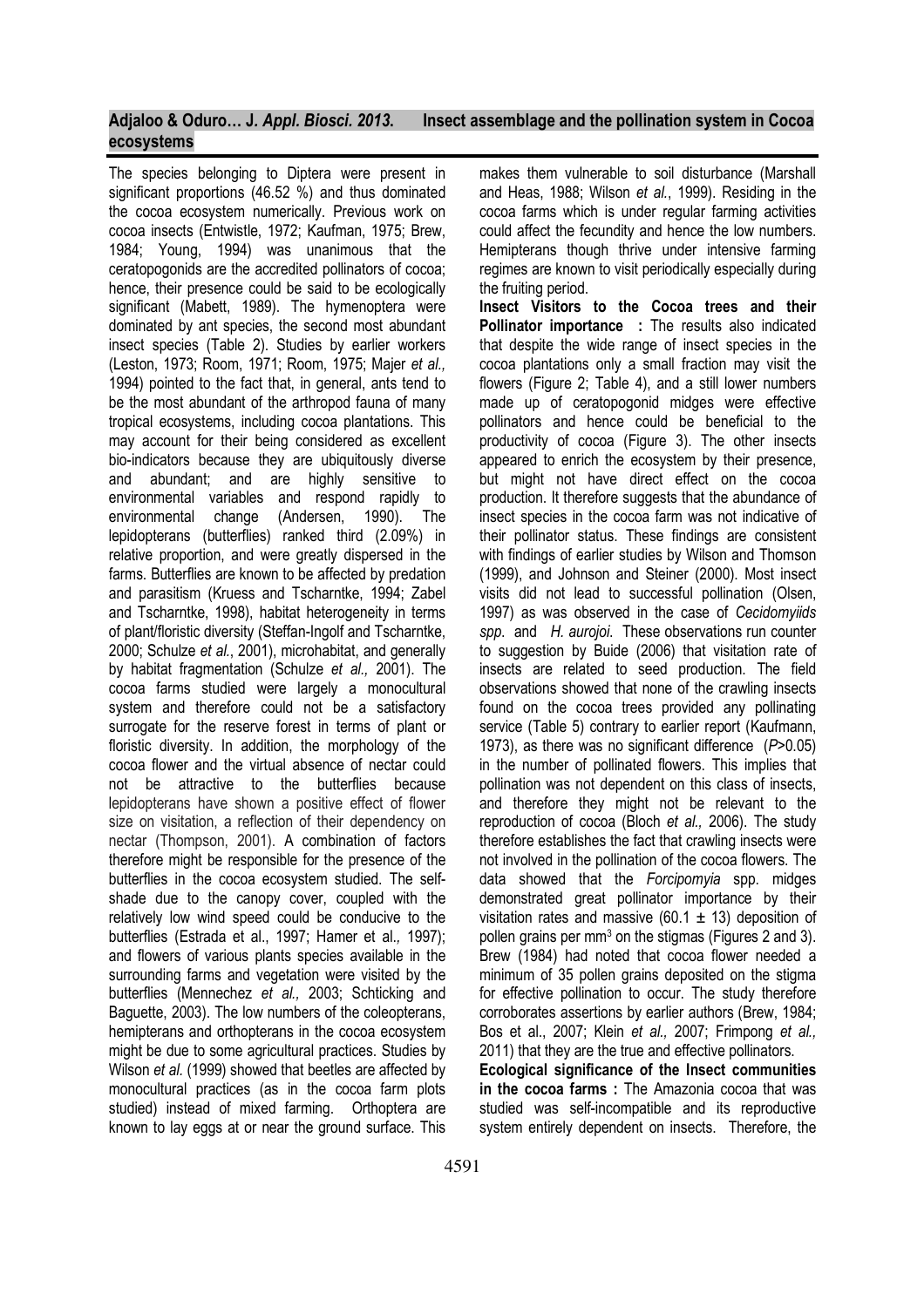The species belonging to Diptera were present in significant proportions (46.52 %) and thus dominated the cocoa ecosystem numerically. Previous work on cocoa insects (Entwistle, 1972; Kaufman, 1975; Brew, 1984; Young, 1994) was unanimous that the ceratopogonids are the accredited pollinators of cocoa; hence, their presence could be said to be ecologically significant (Mabett, 1989). The hymenoptera were dominated by ant species, the second most abundant insect species (Table 2). Studies by earlier workers (Leston, 1973; Room, 1971; Room, 1975; Majer *et al.,* 1994) pointed to the fact that, in general, ants tend to be the most abundant of the arthropod fauna of many tropical ecosystems, including cocoa plantations. This may account for their being considered as excellent bio-indicators because they are ubiquitously diverse and abundant; and are highly sensitive to environmental variables and respond rapidly to environmental change (Andersen, 1990). The lepidopterans (butterflies) ranked third (2.09%) in relative proportion, and were greatly dispersed in the farms. Butterflies are known to be affected by predation and parasitism (Kruess and Tscharntke, 1994; Zabel and Tscharntke, 1998), habitat heterogeneity in terms of plant/floristic diversity (Steffan-Ingolf and Tscharntke, 2000; Schulze *et al.*, 2001), microhabitat, and generally by habitat fragmentation (Schulze *et al.,* 2001). The cocoa farms studied were largely a monocultural system and therefore could not be a satisfactory surrogate for the reserve forest in terms of plant or floristic diversity. In addition, the morphology of the cocoa flower and the virtual absence of nectar could not be attractive to the butterflies because lepidopterans have shown a positive effect of flower size on visitation, a reflection of their dependency on nectar (Thompson, 2001). A combination of factors therefore might be responsible for the presence of the butterflies in the cocoa ecosystem studied. The self-shade due to the canopy cover, coupled with the relatively low wind speed could be conducive to the butterflies (Estrada et al., 1997; Hamer et al*.,* 1997); and flowers of various plants species available in the surrounding farms and vegetation were visited by the butterflies (Mennechez *et al.,* 2003; Schticking and Baguette, 2003). The low numbers of the coleopterans, hemipterans and orthopterans in the cocoa ecosystem might be due to some agricultural practices. Studies by Wilson *et al.* (1999) showed that beetles are affected by monocultural practices (as in the cocoa farm plots studied) instead of mixed farming. Orthoptera are known to lay eggs at or near the ground surface. This makes them vulnerable to soil disturbance (Marshall and Heas, 1988; Wilson *et al.*, 1999). Residing in the cocoa farms which is under regular farming activities could affect the fecundity and hence the low numbers. Hemipterans though thrive under intensive farming regimes are known to visit periodically especially during the fruiting period.

**Insect Visitors to the Cocoa trees and their Pollinator importance :** The results also indicated that despite the wide range of insect species in the cocoa plantations only a small fraction may visit the flowers (Figure 2; Table 4), and a still lower numbers made up of ceratopogonid midges were effective pollinators and hence could be beneficial to the productivity of cocoa (Figure 3). The other insects appeared to enrich the ecosystem by their presence, but might not have direct effect on the cocoa production. It therefore suggests that the abundance of insect species in the cocoa farm was not indicative of their pollinator status. These findings are consistent with findings of earlier studies by Wilson and Thomson (1999), and Johnson and Steiner (2000). Most insect visits did not lead to successful pollination (Olsen, 1997) as was observed in the case of *Cecidomyiids spp.* and *H. aurojoi.* These observations run counter to suggestion by Buide (2006) that visitation rate of insects are related to seed production. The field observations showed that none of the crawling insects found on the cocoa trees provided any pollinating service (Table 5) contrary to earlier report (Kaufmann, 1973), as there was no significant difference ($P$>0.05) in the number of pollinated flowers. This implies that pollination was not dependent on this class of insects, and therefore they might not be relevant to the reproduction of cocoa (Bloch *et al.,* 2006). The study therefore establishes the fact that crawling insects were not involved in the pollination of the cocoa flowers. The data showed that the *Forcipomyia* spp. midges demonstrated great pollinator importance by their visitation rates and massive ($60.1 \pm 13$) deposition of pollen grains per $mm^3$ on the stigmas (Figures 2 and 3). Brew (1984) had noted that cocoa flower needed a minimum of 35 pollen grains deposited on the stigma for effective pollination to occur. The study therefore corroborates assertions by earlier authors (Brew, 1984; Bos et al., 2007; Klein *et al.,* 2007; Frimpong *et al.,* 2011) that they are the true and effective pollinators.

**Ecological significance of the Insect communities in the cocoa farms :** The Amazonia cocoa that was studied was self-incompatible and its reproductive system entirely dependent on insects. Therefore, the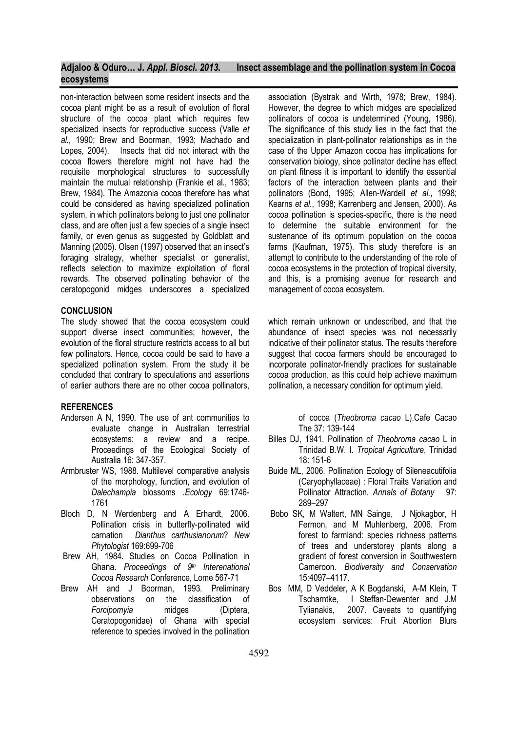non-interaction between some resident insects and the cocoa plant might be as a result of evolution of floral structure of the cocoa plant which requires few specialized insects for reproductive success (Valle *et al.,* 1990; Brew and Boorman, 1993; Machado and Lopes, 2004). Insects that did not interact with the cocoa flowers therefore might not have had the requisite morphological structures to successfully maintain the mutual relationship (Frankie et al., 1983; Brew, 1984). The Amazonia cocoa therefore has what could be considered as having specialized pollination system, in which pollinators belong to just one pollinator class, and are often just a few species of a single insect family, or even genus as suggested by Goldblatt and Manning (2005). Olsen (1997) observed that an insect's foraging strategy, whether specialist or generalist, reflects selection to maximize exploitation of floral rewards. The observed pollinating behavior of the ceratopogonid midges underscores a specialized association (Bystrak and Wirth, 1978; Brew, 1984). However, the degree to which midges are specialized pollinators of cocoa is undetermined (Young, 1986). The significance of this study lies in the fact that the specialization in plant-pollinator relationships as in the case of the Upper Amazon cocoa has implications for conservation biology, since pollinator decline has effect on plant fitness it is important to identify the essential factors of the interaction between plants and their pollinators (Bond, 1995; Allen-Wardell *et al.*, 1998; Kearns *et al.*, 1998; Karrenberg and Jensen, 2000). As cocoa pollination is species-specific, there is the need to determine the suitable environment for the sustenance of its optimum population on the cocoa farms (Kaufman, 1975). This study therefore is an attempt to contribute to the understanding of the role of cocoa ecosystems in the protection of tropical diversity, and this, is a promising avenue for research and management of cocoa ecosystem.

## CONCLUSION

The study showed that the cocoa ecosystem could support diverse insect communities; however, the evolution of the floral structure restricts access to all but few pollinators. Hence, cocoa could be said to have a specialized pollination system. From the study it be concluded that contrary to speculations and assertions of earlier authors there are no other cocoa pollinators, which remain unknown or undescribed, and that the abundance of insect species was not necessarily indicative of their pollinator status. The results therefore suggest that cocoa farmers should be encouraged to incorporate pollinator-friendly practices for sustainable cocoa production, as this could help achieve maximum pollination, a necessary condition for optimum yield.

## REFERENCES

- Andersen A N, 1990. The use of ant communities to evaluate change in Australian terrestrial ecosystems: a review and a recipe. Proceedings of the Ecological Society of Australia 16: 347-357.
- Armbruster WS, 1988. Multilevel comparative analysis of the morphology, function, and evolution of *Dalechampia* blossoms .*Ecology* 69:1746-1761
- Bloch D, N Werdenberg and A Erhardt, 2006. Pollination crisis in butterfly-pollinated wild carnation *Dianthus carthusianorum*? *New Phytologist* 169:699-706
- Brew AH, 1984. Studies on Cocoa Pollination in Ghana. *Proceedings of 9th Interenational Cocoa Research* Conference, Lome 567-71
- Brew AH and J Boorman, 1993. Preliminary observations on the classification of *Forcipomyia* midges (Diptera, Ceratopogonidae) of Ghana with special reference to species involved in the pollination of cocoa (*Theobroma cacao* L).Cafe Cacao The 37: 139-144
- Billes DJ, 1941. Pollination of *Theobroma cacao* L in Trinidad B.W. I. *Tropical Agriculture*, Trinidad 18: 151-6
- Buide ML, 2006. Pollination Ecology of Sileneacutifolia (Caryophyllaceae) : Floral Traits Variation and Pollinator Attraction. *Annals of Botany* 97: 289–297
- Bobo SK, M Waltert, MN Sainge, J Njokagbor, H Fermon, and M Muhlenberg, 2006. From forest to farmland: species richness patterns of trees and understorey plants along a gradient of forest conversion in Southwestern Cameroon. *Biodiversity and Conservation* 15:4097–4117.
- Bos MM, D Veddeler, A K Bogdanski, A-M Klein, T Tscharntke, I Steffan-Dewenter and J.M Tylianakis, 2007. Caveats to quantifying ecosystem services: Fruit Abortion Blurs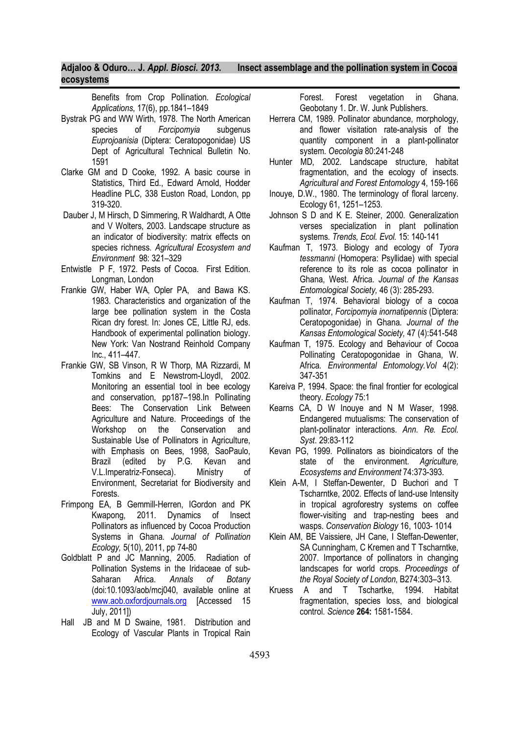Benefits from Crop Pollination. *Ecological Applications*, 17(6), pp.1841–1849

Bystrak PG and WW Wirth, 1978. The North American species of *Forcipomyia* subgenus *Euprojoanisia* (Diptera: Ceratopogonidae) US Dept of Agricultural Technical Bulletin No. 1591

Clarke GM and D Cooke, 1992. A basic course in Statistics, Third Ed., Edward Arnold, Hodder Headline PLC, 338 Euston Road, London, pp 319-320.

Dauber J, M Hirsch, D Simmering, R Waldhardt, A Otte and V Wolters, 2003. Landscape structure as an indicator of biodiversity: matrix effects on species richness. *Agricultural Ecosystem and Environment* 98: 321–329

Entwistle P F, 1972. Pests of Cocoa. First Edition. Longman, London

Frankie GW, Haber WA, Opler PA, and Bawa KS. 1983. Characteristics and organization of the large bee pollination system in the Costa Rican dry forest. In: Jones CE, Little RJ, eds. Handbook of experimental pollination biology. New York: Van Nostrand Reinhold Company Inc., 411–447.

Frankie GW, SB Vinson, R W Thorp, MA Rizzardi, M Tomkins and E Newstrom-Lloydl, 2002. Monitoring an essential tool in bee ecology and conservation, pp187–198.In Pollinating Bees: The Conservation Link Between Agriculture and Nature. Proceedings of the Workshop on the Conservation and Sustainable Use of Pollinators in Agriculture, with Emphasis on Bees, 1998, SaoPaulo, Brazil (edited by P.G. Kevan and V.L.Imperatriz-Fonseca). Ministry of Environment, Secretariat for Biodiversity and Forests.

Frimpong EA, B Gemmill-Herren, IGordon and PK Kwapong, 2011. Dynamics of Insect Pollinators as influenced by Cocoa Production Systems in Ghana. *Journal of Pollination Ecology,* 5(10), 2011, pp 74-80

Goldblatt P and JC Manning, 2005. Radiation of Pollination Systems in the Iridaceae of sub-Saharan Africa. *Annals of Botany* (doi:10.1093/aob/mcj040, available online at www.aob.oxfordjournals.org [Accessed 15 July, 2011])

Hall JB and M D Swaine, 1981. Distribution and Ecology of Vascular Plants in Tropical Rain Forest. Forest vegetation in Ghana. Geobotany 1. Dr. W. Junk Publishers.

Herrera CM, 1989. Pollinator abundance, morphology, and flower visitation rate-analysis of the quantity component in a plant-pollinator system. *Oecologia* 80:241-248

Hunter MD, 2002. Landscape structure, habitat fragmentation, and the ecology of insects. *Agricultural and Forest Entomology* 4, 159-166

Inouye, D.W., 1980. The terminology of floral larceny. Ecology 61, 1251–1253.

Johnson S D and K E. Steiner, 2000. Generalization verses specialization in plant pollination systems. *Trends, Ecol. Evol.* 15: 140-141

Kaufman T, 1973. Biology and ecology of *Tyora tessmanni* (Homopera: Psyllidae) with special reference to its role as cocoa pollinator in Ghana, West. Africa. *Journal of the Kansas Entomological Society,* 46 (3): 285-293.

Kaufman T, 1974. Behavioral biology of a cocoa pollinator, *Forcipomyia inornatipennis* (Diptera: Ceratopogonidae) in Ghana. *Journal of the Kansas Entomological Society,* 47 (4):541-548

Kaufman T, 1975. Ecology and Behaviour of Cocoa Pollinating Ceratopogonidae in Ghana, W. Africa. *Environmental Entomology.Vol* 4(2): 347-351

Kareiva P, 1994. Space: the final frontier for ecological theory. *Ecology* 75:1

Kearns CA, D W Inouye and N M Waser, 1998. Endangered mutualisms: The conservation of plant-pollinator interactions. *Ann. Re. Ecol. Syst*. 29:83-112

Kevan PG, 1999. Pollinators as bioindicators of the state of the environment. *Agriculture, Ecosystems and Environment* 74:373-393.

Klein A-M, I Steffan-Dewenter, D Buchori and T Tscharntke, 2002. Effects of land-use Intensity in tropical agroforestry systems on coffee flower-visiting and trap-nesting bees and wasps. *Conservation Biology* 16, 1003- 1014

Klein AM, BE Vaissiere, JH Cane, I Steffan-Dewenter, SA Cunningham, C Kremen and T Tscharntke, 2007. Importance of pollinators in changing landscapes for world crops. *Proceedings of the Royal Society of London*, B274:303–313.

Kruess A and T Tschartke, 1994. Habitat fragmentation, species loss, and biological control. *Science* **264:** 1581-1584.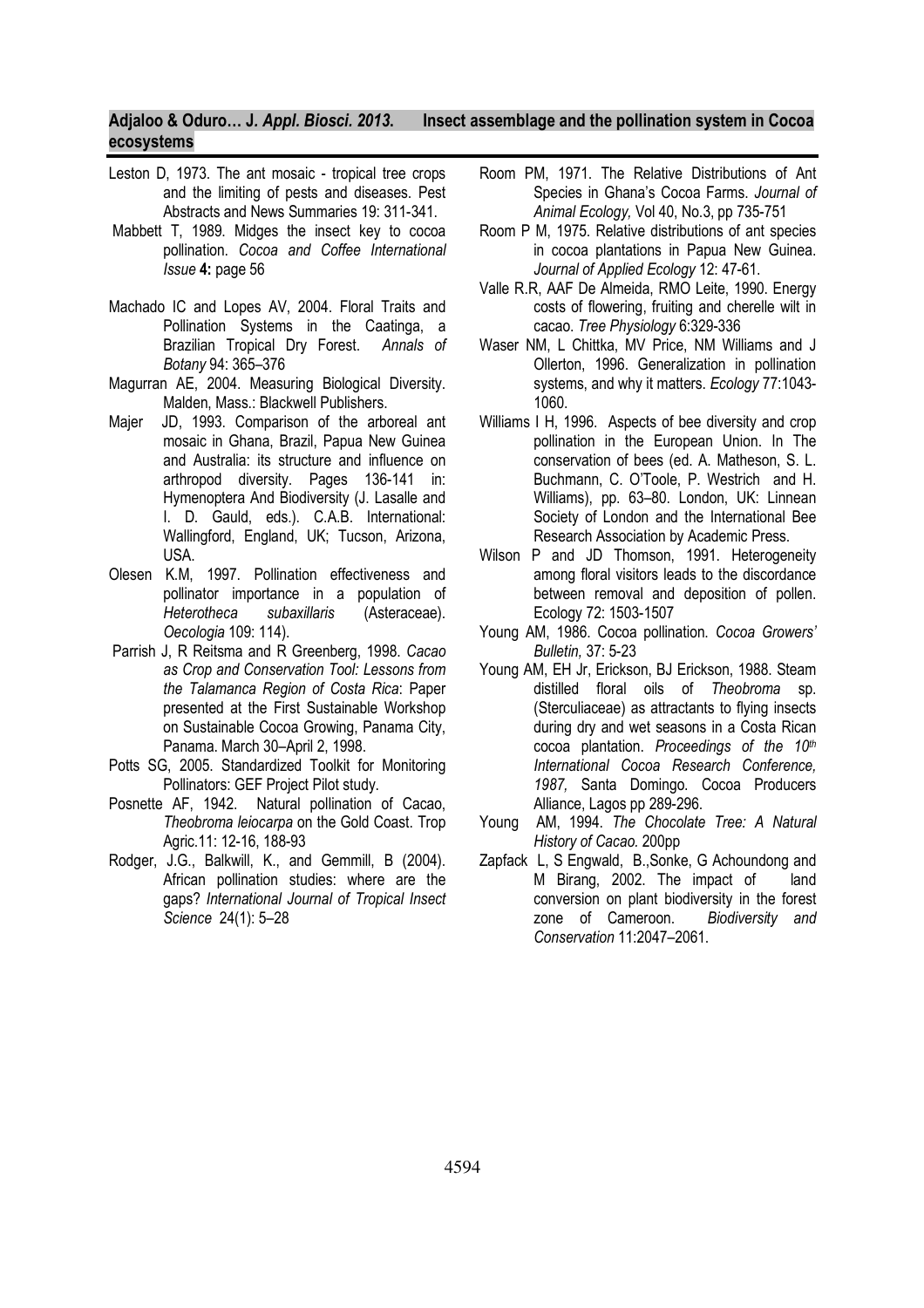Leston D, 1973. The ant mosaic - tropical tree crops and the limiting of pests and diseases. Pest Abstracts and News Summaries 19: 311-341.

Mabbett T, 1989. Midges the insect key to cocoa pollination. *Cocoa and Coffee International Issue* **4:** page 56

Machado IC and Lopes AV, 2004. Floral Traits and Pollination Systems in the Caatinga, a Brazilian Tropical Dry Forest. *Annals of Botany* 94: 365–376

Magurran AE, 2004. Measuring Biological Diversity. Malden, Mass.: Blackwell Publishers.

Majer JD, 1993. Comparison of the arboreal ant mosaic in Ghana, Brazil, Papua New Guinea and Australia: its structure and influence on arthropod diversity. Pages 136-141 in: Hymenoptera And Biodiversity (J. Lasalle and I. D. Gauld, eds.). C.A.B. International: Wallingford, England, UK; Tucson, Arizona, USA.

Olesen K.M, 1997. Pollination effectiveness and pollinator importance in a population of *Heterotheca subaxillaris* (Asteraceae). *Oecologia* 109: 114).

Parrish J, R Reitsma and R Greenberg, 1998. *Cacao as Crop and Conservation Tool: Lessons from the Talamanca Region of Costa Rica*: Paper presented at the First Sustainable Workshop on Sustainable Cocoa Growing, Panama City, Panama. March 30–April 2, 1998.

Potts SG, 2005. Standardized Toolkit for Monitoring Pollinators: GEF Project Pilot study.

Posnette AF, 1942. Natural pollination of Cacao, *Theobroma leiocarpa* on the Gold Coast. Trop Agric.11: 12-16, 188-93

Rodger, J.G., Balkwill, K., and Gemmill, B (2004). African pollination studies: where are the gaps? *International Journal of Tropical Insect Science* 24(1): 5–28

Room PM, 1971. The Relative Distributions of Ant Species in Ghana's Cocoa Farms. *Journal of Animal Ecology,* Vol 40, No.3, pp 735-751

Room P M, 1975. Relative distributions of ant species in cocoa plantations in Papua New Guinea. *Journal of Applied Ecology* 12: 47-61.

Valle R.R, AAF De Almeida, RMO Leite, 1990. Energy costs of flowering, fruiting and cherelle wilt in cacao. *Tree Physiology* 6:329-336

Waser NM, L Chittka, MV Price, NM Williams and J Ollerton, 1996. Generalization in pollination systems, and why it matters. *Ecology* 77:1043-1060.

Williams I H, 1996. Aspects of bee diversity and crop pollination in the European Union. In The conservation of bees (ed. A. Matheson, S. L. Buchmann, C. O'Toole, P. Westrich and H. Williams), pp. 63–80. London, UK: Linnean Society of London and the International Bee Research Association by Academic Press.

Wilson P and JD Thomson, 1991. Heterogeneity among floral visitors leads to the discordance between removal and deposition of pollen. Ecology 72: 1503-1507

Young AM, 1986. Cocoa pollination. *Cocoa Growers' Bulletin,* 37: 5-23

Young AM, EH Jr, Erickson, BJ Erickson, 1988. Steam distilled floral oils of *Theobroma* sp. (Sterculiaceae) as attractants to flying insects during dry and wet seasons in a Costa Rican cocoa plantation. *Proceedings of the 10th International Cocoa Research Conference, 1987,* Santa Domingo. Cocoa Producers Alliance, Lagos pp 289-296.

Young AM, 1994. *The Chocolate Tree: A Natural History of Cacao.* 200pp

Zapfack L, S Engwald, B.,Sonke, G Achoundong and M Birang, 2002. The impact of land conversion on plant biodiversity in the forest zone of Cameroon. *Biodiversity and Conservation* 11:2047–2061.